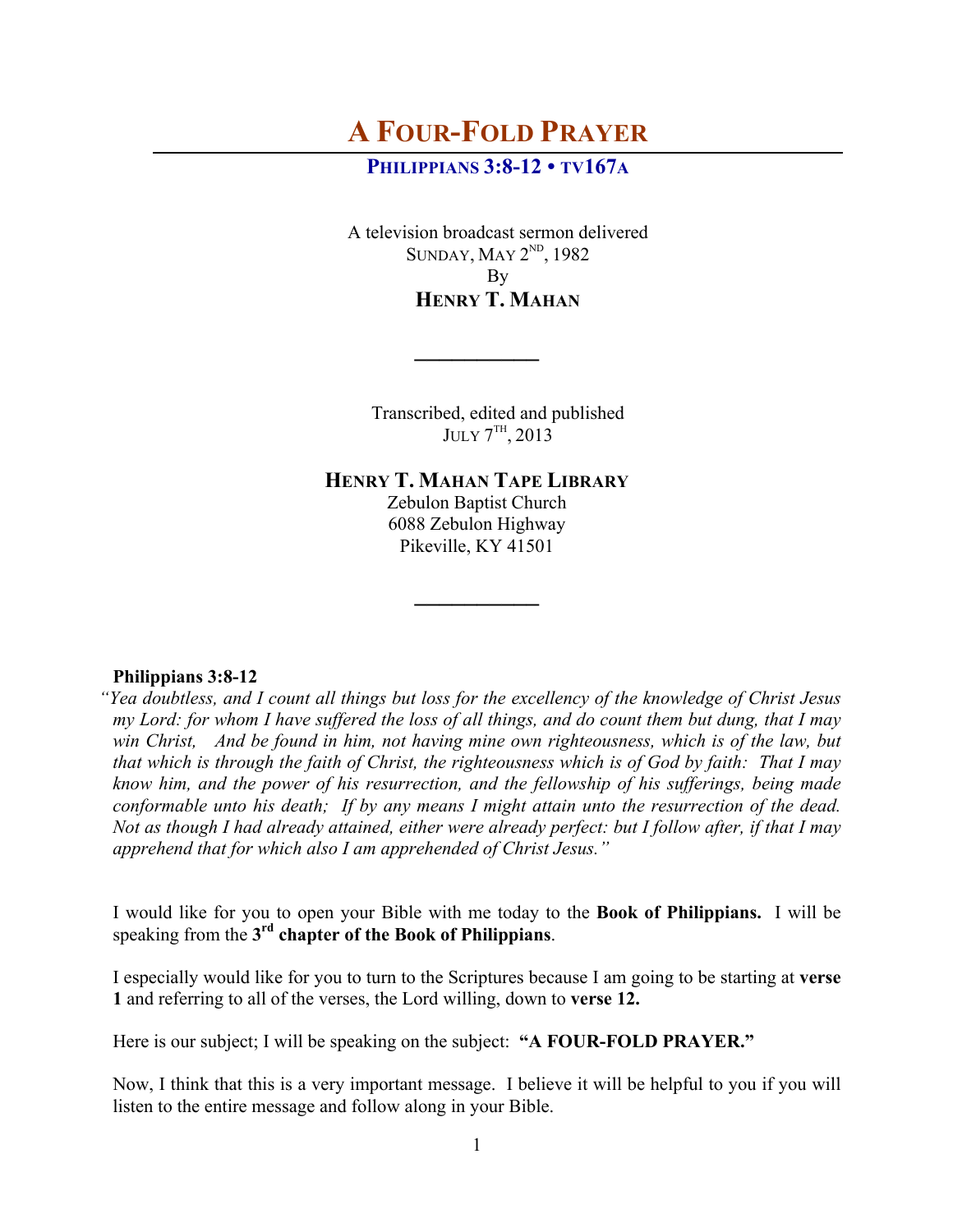# A FOUR-FOLD PRAYER

### PHILIPPIANS 3:8-12 • TV167A

A television broadcast sermon delivered
SUNDAY, MAY 2ND, 1982
By
**HENRY T. MAHAN**

---

Transcribed, edited and published
JULY 7TH, 2013

**HENRY T. MAHAN TAPE LIBRARY**
Zebulon Baptist Church
6088 Zebulon Highway
Pikeville, KY 41501

---

**Philippians 3:8-12**
*"Yea doubtless, and I count all things but loss for the excellency of the knowledge of Christ Jesus my Lord: for whom I have suffered the loss of all things, and do count them but dung, that I may win Christ, And be found in him, not having mine own righteousness, which is of the law, but that which is through the faith of Christ, the righteousness which is of God by faith: That I may know him, and the power of his resurrection, and the fellowship of his sufferings, being made conformable unto his death; If by any means I might attain unto the resurrection of the dead. Not as though I had already attained, either were already perfect: but I follow after, if that I may apprehend that for which also I am apprehended of Christ Jesus."*

I would like for you to open your Bible with me today to the **Book of Philippians.** I will be speaking from the **3rd chapter of the Book of Philippians**.

I especially would like for you to turn to the Scriptures because I am going to be starting at **verse 1** and referring to all of the verses, the Lord willing, down to **verse 12.**

Here is our subject; I will be speaking on the subject: **"A FOUR-FOLD PRAYER."**

Now, I think that this is a very important message. I believe it will be helpful to you if you will listen to the entire message and follow along in your Bible.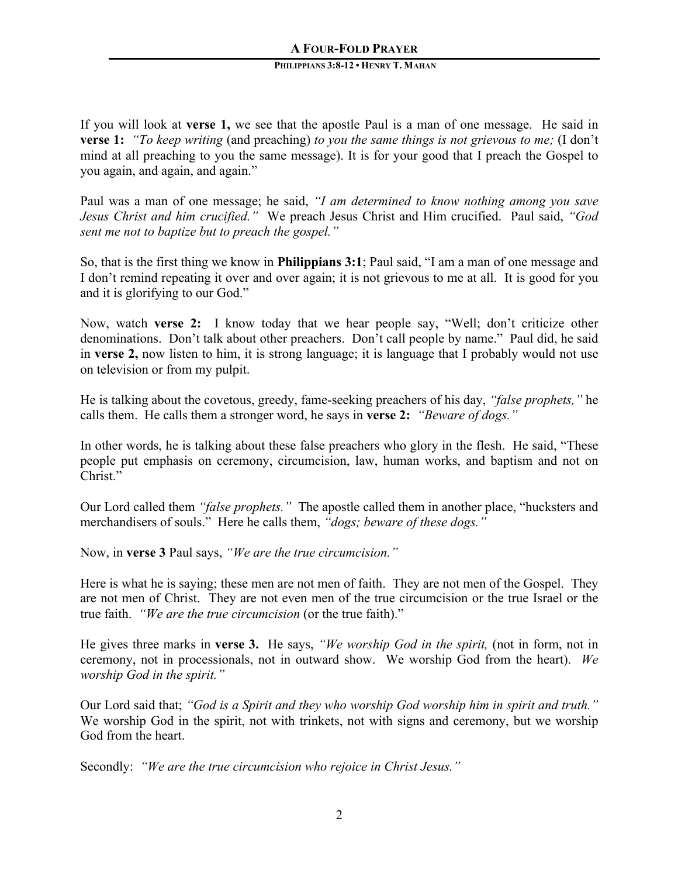If you will look at **verse 1,** we see that the apostle Paul is a man of one message. He said in **verse 1:** *"To keep writing* (and preaching) *to you the same things is not grievous to me;* (I don't mind at all preaching to you the same message). It is for your good that I preach the Gospel to you again, and again, and again."

Paul was a man of one message; he said, *"I am determined to know nothing among you save Jesus Christ and him crucified."* We preach Jesus Christ and Him crucified. Paul said, *"God sent me not to baptize but to preach the gospel."*

So, that is the first thing we know in **Philippians 3:1**; Paul said, "I am a man of one message and I don't remind repeating it over and over again; it is not grievous to me at all. It is good for you and it is glorifying to our God."

Now, watch **verse 2:** I know today that we hear people say, "Well; don't criticize other denominations. Don't talk about other preachers. Don't call people by name." Paul did, he said in **verse 2,** now listen to him, it is strong language; it is language that I probably would not use on television or from my pulpit.

He is talking about the covetous, greedy, fame-seeking preachers of his day, *"false prophets,"* he calls them. He calls them a stronger word, he says in **verse 2:** *"Beware of dogs."*

In other words, he is talking about these false preachers who glory in the flesh. He said, "These people put emphasis on ceremony, circumcision, law, human works, and baptism and not on Christ."

Our Lord called them *"false prophets."* The apostle called them in another place, "hucksters and merchandisers of souls." Here he calls them, *"dogs; beware of these dogs."*

Now, in **verse 3** Paul says, *"We are the true circumcision."*

Here is what he is saying; these men are not men of faith. They are not men of the Gospel. They are not men of Christ. They are not even men of the true circumcision or the true Israel or the true faith. *"We are the true circumcision* (or the true faith)."

He gives three marks in **verse 3.** He says, *"We worship God in the spirit,* (not in form, not in ceremony, not in processionals, not in outward show. We worship God from the heart). *We worship God in the spirit."*

Our Lord said that; *"God is a Spirit and they who worship God worship him in spirit and truth."* We worship God in the spirit, not with trinkets, not with signs and ceremony, but we worship God from the heart.

Secondly: *"We are the true circumcision who rejoice in Christ Jesus."*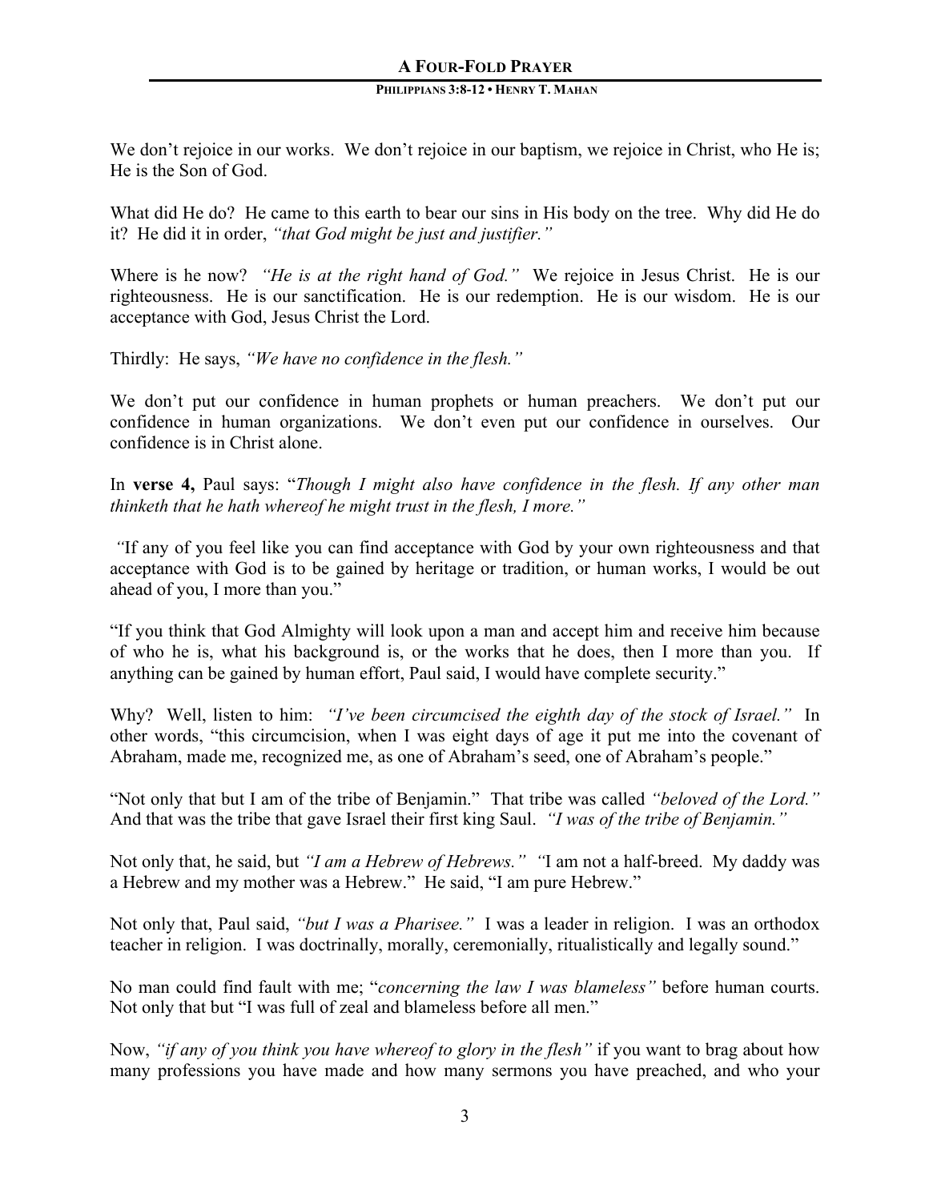We don't rejoice in our works. We don't rejoice in our baptism, we rejoice in Christ, who He is; He is the Son of God.

What did He do? He came to this earth to bear our sins in His body on the tree. Why did He do it? He did it in order, *"that God might be just and justifier."*

Where is he now? *"He is at the right hand of God."* We rejoice in Jesus Christ. He is our righteousness. He is our sanctification. He is our redemption. He is our wisdom. He is our acceptance with God, Jesus Christ the Lord.

Thirdly: He says, *"We have no confidence in the flesh."*

We don't put our confidence in human prophets or human preachers. We don't put our confidence in human organizations. We don't even put our confidence in ourselves. Our confidence is in Christ alone.

In **verse 4,** Paul says: "*Though I might also have confidence in the flesh. If any other man thinketh that he hath whereof he might trust in the flesh, I more."*

*"*If any of you feel like you can find acceptance with God by your own righteousness and that acceptance with God is to be gained by heritage or tradition, or human works, I would be out ahead of you, I more than you."

"If you think that God Almighty will look upon a man and accept him and receive him because of who he is, what his background is, or the works that he does, then I more than you. If anything can be gained by human effort, Paul said, I would have complete security."

Why? Well, listen to him: *"I've been circumcised the eighth day of the stock of Israel."* In other words, "this circumcision, when I was eight days of age it put me into the covenant of Abraham, made me, recognized me, as one of Abraham's seed, one of Abraham's people."

"Not only that but I am of the tribe of Benjamin." That tribe was called *"beloved of the Lord."* And that was the tribe that gave Israel their first king Saul. *"I was of the tribe of Benjamin."*

Not only that, he said, but *"I am a Hebrew of Hebrews."* *"*I am not a half-breed. My daddy was a Hebrew and my mother was a Hebrew." He said, "I am pure Hebrew."

Not only that, Paul said, *"but I was a Pharisee."* I was a leader in religion. I was an orthodox teacher in religion. I was doctrinally, morally, ceremonially, ritualistically and legally sound."

No man could find fault with me; "*concerning the law I was blameless"* before human courts. Not only that but "I was full of zeal and blameless before all men."

Now, *"if any of you think you have whereof to glory in the flesh"* if you want to brag about how many professions you have made and how many sermons you have preached, and who your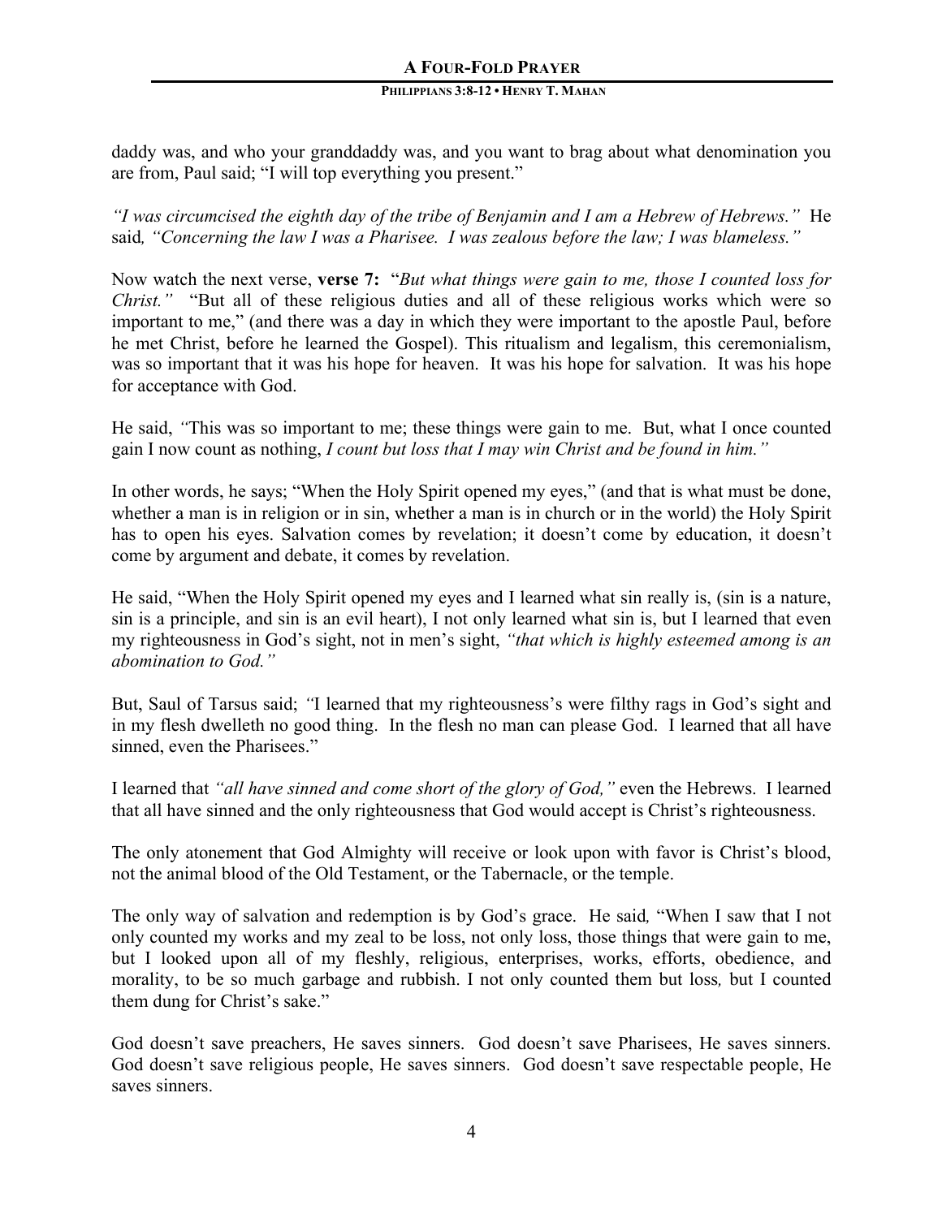daddy was, and who your granddaddy was, and you want to brag about what denomination you are from, Paul said; "I will top everything you present."

*"I was circumcised the eighth day of the tribe of Benjamin and I am a Hebrew of Hebrews."* He said*, "Concerning the law I was a Pharisee. I was zealous before the law; I was blameless."*

Now watch the next verse, **verse 7:** "*But what things were gain to me, those I counted loss for Christ."* "But all of these religious duties and all of these religious works which were so important to me," (and there was a day in which they were important to the apostle Paul, before he met Christ, before he learned the Gospel). This ritualism and legalism, this ceremonialism, was so important that it was his hope for heaven. It was his hope for salvation. It was his hope for acceptance with God.

He said, *"*This was so important to me; these things were gain to me. But, what I once counted gain I now count as nothing, *I count but loss that I may win Christ and be found in him."*

In other words, he says; "When the Holy Spirit opened my eyes," (and that is what must be done, whether a man is in religion or in sin, whether a man is in church or in the world) the Holy Spirit has to open his eyes. Salvation comes by revelation; it doesn't come by education, it doesn't come by argument and debate, it comes by revelation.

He said, "When the Holy Spirit opened my eyes and I learned what sin really is, (sin is a nature, sin is a principle, and sin is an evil heart), I not only learned what sin is, but I learned that even my righteousness in God's sight, not in men's sight, *"that which is highly esteemed among is an abomination to God."*

But, Saul of Tarsus said; *"*I learned that my righteousness's were filthy rags in God's sight and in my flesh dwelleth no good thing. In the flesh no man can please God. I learned that all have sinned, even the Pharisees."

I learned that *"all have sinned and come short of the glory of God,"* even the Hebrews. I learned that all have sinned and the only righteousness that God would accept is Christ's righteousness.

The only atonement that God Almighty will receive or look upon with favor is Christ's blood, not the animal blood of the Old Testament, or the Tabernacle, or the temple.

The only way of salvation and redemption is by God's grace. He said*,* "When I saw that I not only counted my works and my zeal to be loss, not only loss, those things that were gain to me, but I looked upon all of my fleshly, religious, enterprises, works, efforts, obedience, and morality, to be so much garbage and rubbish. I not only counted them but loss*,* but I counted them dung for Christ's sake."

God doesn't save preachers, He saves sinners. God doesn't save Pharisees, He saves sinners. God doesn't save religious people, He saves sinners. God doesn't save respectable people, He saves sinners.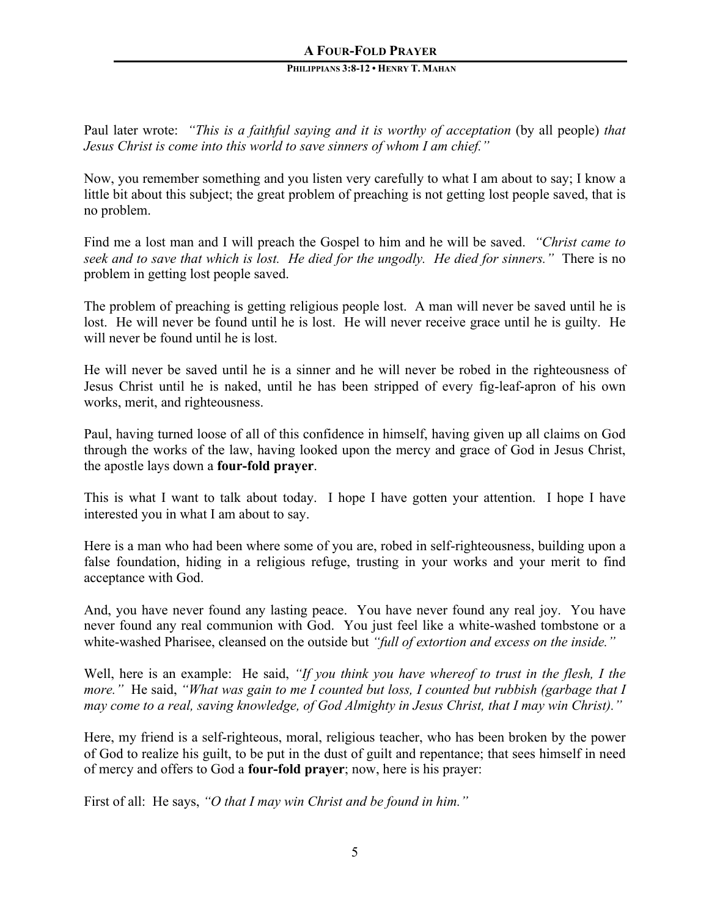Paul later wrote: *"This is a faithful saying and it is worthy of acceptation* (by all people) *that Jesus Christ is come into this world to save sinners of whom I am chief."*

Now, you remember something and you listen very carefully to what I am about to say; I know a little bit about this subject; the great problem of preaching is not getting lost people saved, that is no problem.

Find me a lost man and I will preach the Gospel to him and he will be saved. *"Christ came to seek and to save that which is lost. He died for the ungodly. He died for sinners."* There is no problem in getting lost people saved.

The problem of preaching is getting religious people lost. A man will never be saved until he is lost. He will never be found until he is lost. He will never receive grace until he is guilty. He will never be found until he is lost.

He will never be saved until he is a sinner and he will never be robed in the righteousness of Jesus Christ until he is naked, until he has been stripped of every fig-leaf-apron of his own works, merit, and righteousness.

Paul, having turned loose of all of this confidence in himself, having given up all claims on God through the works of the law, having looked upon the mercy and grace of God in Jesus Christ, the apostle lays down a **four-fold prayer**.

This is what I want to talk about today. I hope I have gotten your attention. I hope I have interested you in what I am about to say.

Here is a man who had been where some of you are, robed in self-righteousness, building upon a false foundation, hiding in a religious refuge, trusting in your works and your merit to find acceptance with God.

And, you have never found any lasting peace. You have never found any real joy. You have never found any real communion with God. You just feel like a white-washed tombstone or a white-washed Pharisee, cleansed on the outside but *"full of extortion and excess on the inside."*

Well, here is an example: He said, *"If you think you have whereof to trust in the flesh, I the more."* He said, *"What was gain to me I counted but loss, I counted but rubbish (garbage that I may come to a real, saving knowledge, of God Almighty in Jesus Christ, that I may win Christ)."*

Here, my friend is a self-righteous, moral, religious teacher, who has been broken by the power of God to realize his guilt, to be put in the dust of guilt and repentance; that sees himself in need of mercy and offers to God a **four-fold prayer**; now, here is his prayer:

First of all: He says, *"O that I may win Christ and be found in him."*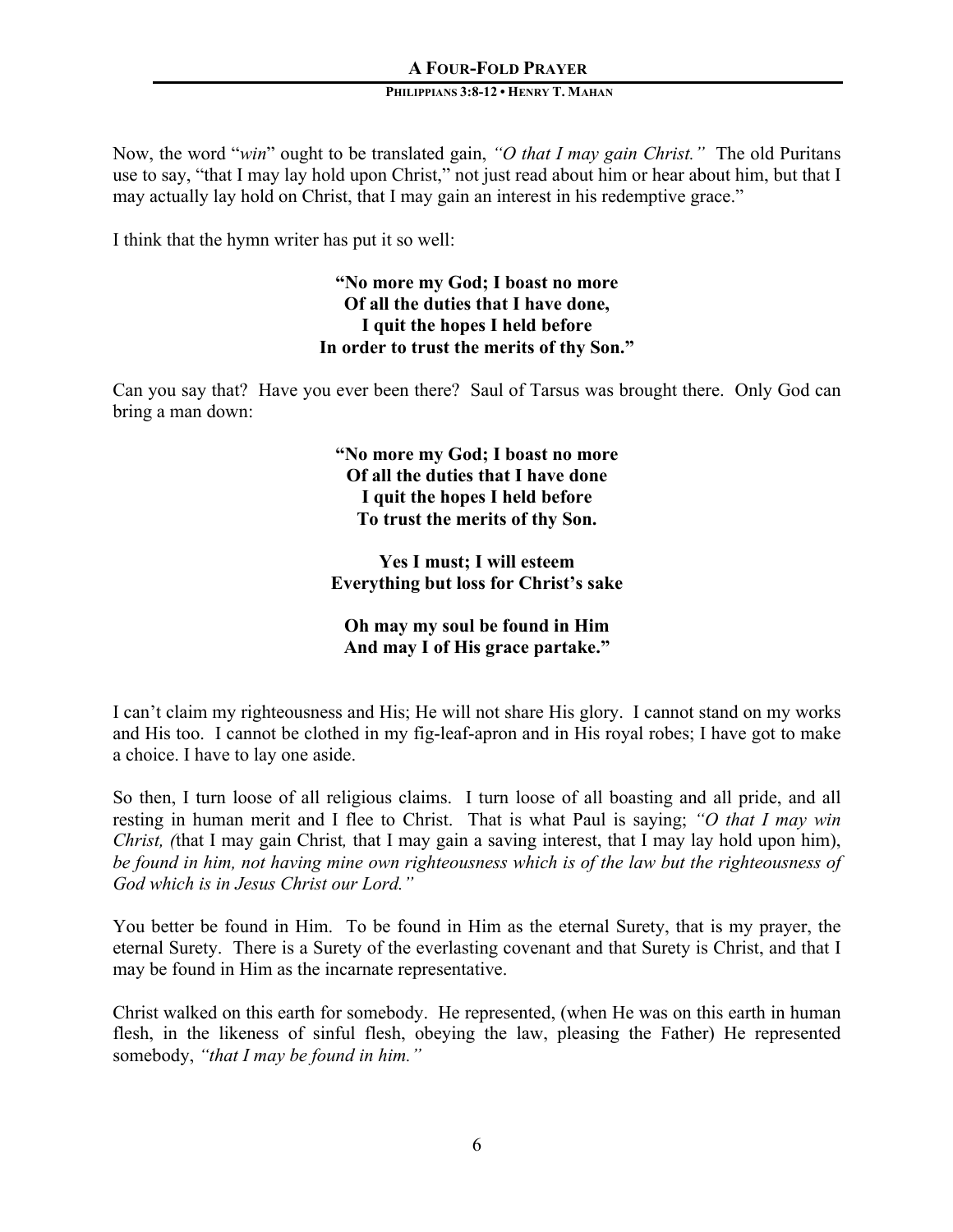Now, the word "*win*" ought to be translated gain, *"O that I may gain Christ."* The old Puritans use to say, "that I may lay hold upon Christ," not just read about him or hear about him, but that I may actually lay hold on Christ, that I may gain an interest in his redemptive grace."

I think that the hymn writer has put it so well:

**"No more my God; I boast no more**
**Of all the duties that I have done,**
**I quit the hopes I held before**
**In order to trust the merits of thy Son."**

Can you say that? Have you ever been there? Saul of Tarsus was brought there. Only God can bring a man down:

**"No more my God; I boast no more**
**Of all the duties that I have done**
**I quit the hopes I held before**
**To trust the merits of thy Son.**

**Yes I must; I will esteem**
**Everything but loss for Christ's sake**

**Oh may my soul be found in Him**
**And may I of His grace partake."**

I can't claim my righteousness and His; He will not share His glory. I cannot stand on my works and His too. I cannot be clothed in my fig-leaf-apron and in His royal robes; I have got to make a choice. I have to lay one aside.

So then, I turn loose of all religious claims. I turn loose of all boasting and all pride, and all resting in human merit and I flee to Christ. That is what Paul is saying; *"O that I may win Christ, (*that I may gain Christ*,* that I may gain a saving interest, that I may lay hold upon him), *be found in him, not having mine own righteousness which is of the law but the righteousness of God which is in Jesus Christ our Lord."*

You better be found in Him. To be found in Him as the eternal Surety, that is my prayer, the eternal Surety. There is a Surety of the everlasting covenant and that Surety is Christ, and that I may be found in Him as the incarnate representative.

Christ walked on this earth for somebody. He represented, (when He was on this earth in human flesh, in the likeness of sinful flesh, obeying the law, pleasing the Father) He represented somebody, *"that I may be found in him."*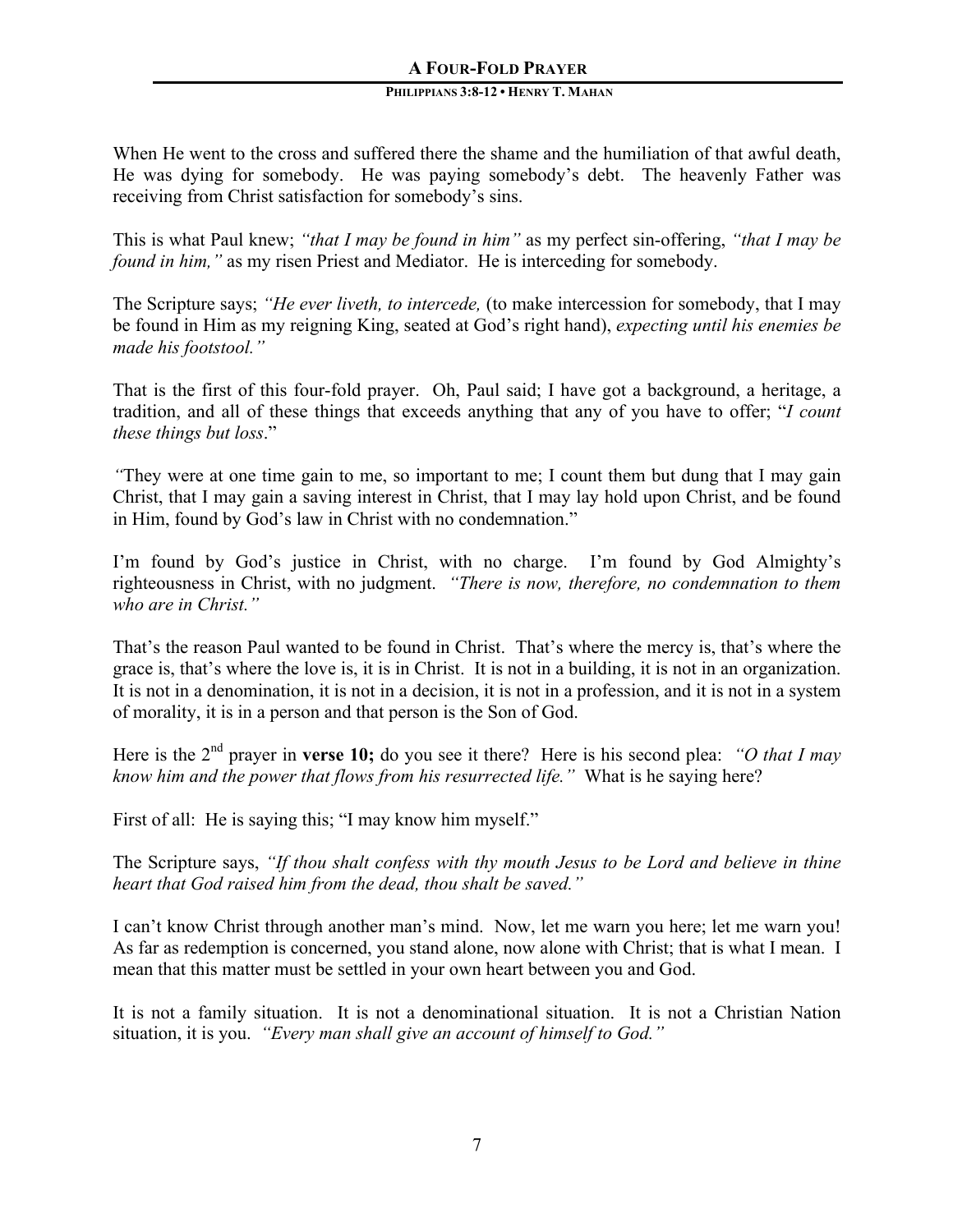When He went to the cross and suffered there the shame and the humiliation of that awful death, He was dying for somebody. He was paying somebody's debt. The heavenly Father was receiving from Christ satisfaction for somebody's sins.

This is what Paul knew; *"that I may be found in him"* as my perfect sin-offering, *"that I may be found in him,"* as my risen Priest and Mediator. He is interceding for somebody.

The Scripture says; *"He ever liveth, to intercede,* (to make intercession for somebody, that I may be found in Him as my reigning King, seated at God's right hand), *expecting until his enemies be made his footstool."*

That is the first of this four-fold prayer. Oh, Paul said; I have got a background, a heritage, a tradition, and all of these things that exceeds anything that any of you have to offer; "*I count these things but loss*."

*"*They were at one time gain to me, so important to me; I count them but dung that I may gain Christ, that I may gain a saving interest in Christ, that I may lay hold upon Christ, and be found in Him, found by God's law in Christ with no condemnation."

I'm found by God's justice in Christ, with no charge. I'm found by God Almighty's righteousness in Christ, with no judgment. *"There is now, therefore, no condemnation to them who are in Christ."*

That's the reason Paul wanted to be found in Christ. That's where the mercy is, that's where the grace is, that's where the love is, it is in Christ. It is not in a building, it is not in an organization. It is not in a denomination, it is not in a decision, it is not in a profession, and it is not in a system of morality, it is in a person and that person is the Son of God.

Here is the 2nd prayer in **verse 10;** do you see it there? Here is his second plea: *"O that I may know him and the power that flows from his resurrected life."* What is he saying here?

First of all: He is saying this; "I may know him myself."

The Scripture says, *"If thou shalt confess with thy mouth Jesus to be Lord and believe in thine heart that God raised him from the dead, thou shalt be saved."*

I can't know Christ through another man's mind. Now, let me warn you here; let me warn you! As far as redemption is concerned, you stand alone, now alone with Christ; that is what I mean. I mean that this matter must be settled in your own heart between you and God.

It is not a family situation. It is not a denominational situation. It is not a Christian Nation situation, it is you. *"Every man shall give an account of himself to God."*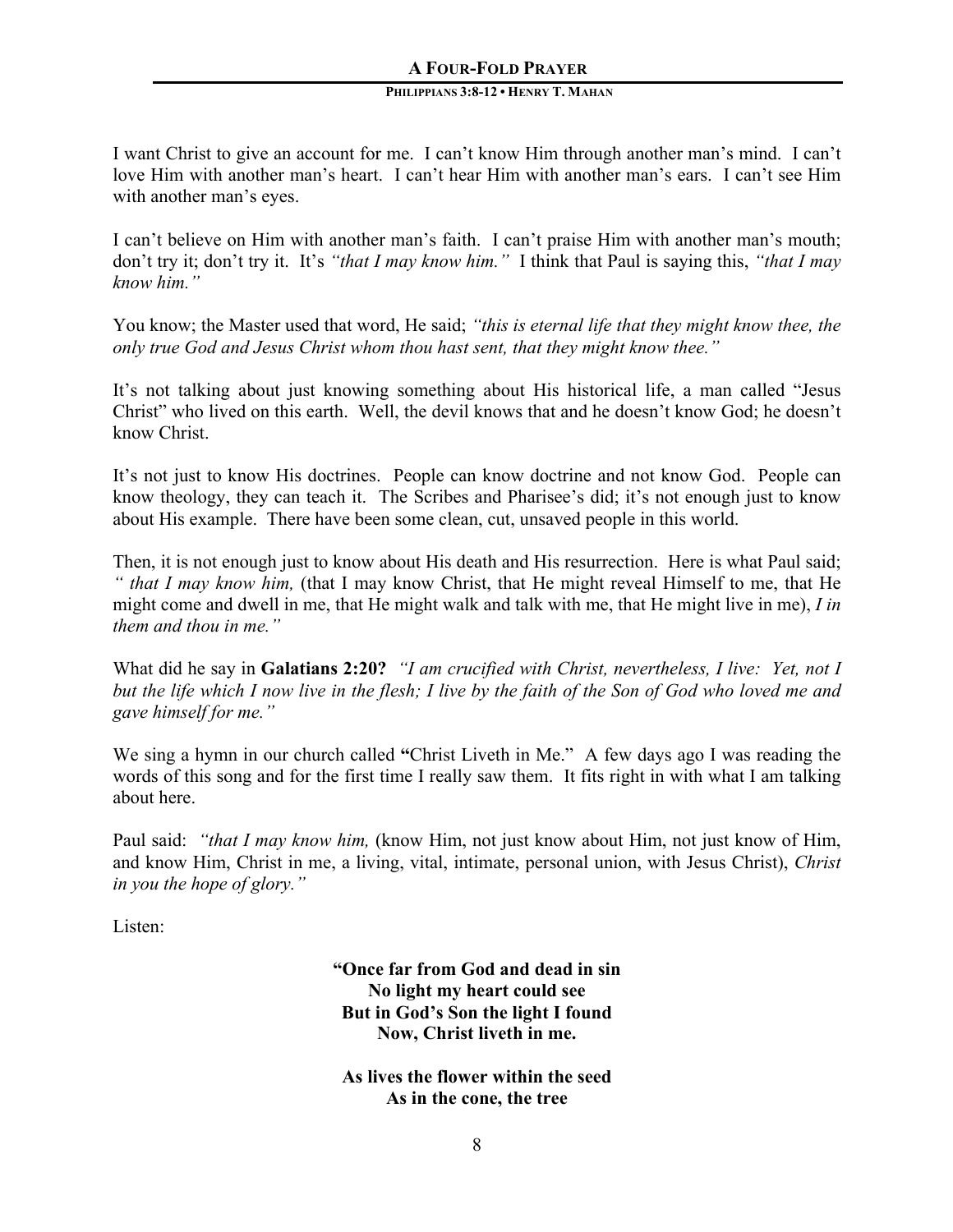I want Christ to give an account for me. I can't know Him through another man's mind. I can't love Him with another man's heart. I can't hear Him with another man's ears. I can't see Him with another man's eyes.

I can't believe on Him with another man's faith. I can't praise Him with another man's mouth; don't try it; don't try it. It's *"that I may know him."* I think that Paul is saying this, *"that I may know him."*

You know; the Master used that word, He said; *"this is eternal life that they might know thee, the only true God and Jesus Christ whom thou hast sent, that they might know thee."*

It's not talking about just knowing something about His historical life, a man called "Jesus Christ" who lived on this earth. Well, the devil knows that and he doesn't know God; he doesn't know Christ.

It's not just to know His doctrines. People can know doctrine and not know God. People can know theology, they can teach it. The Scribes and Pharisee's did; it's not enough just to know about His example. There have been some clean, cut, unsaved people in this world.

Then, it is not enough just to know about His death and His resurrection. Here is what Paul said; *" that I may know him,* (that I may know Christ, that He might reveal Himself to me, that He might come and dwell in me, that He might walk and talk with me, that He might live in me), *I in them and thou in me."*

What did he say in **Galatians 2:20?** *"I am crucified with Christ, nevertheless, I live: Yet, not I but the life which I now live in the flesh; I live by the faith of the Son of God who loved me and gave himself for me."*

We sing a hymn in our church called **"**Christ Liveth in Me." A few days ago I was reading the words of this song and for the first time I really saw them. It fits right in with what I am talking about here.

Paul said: *"that I may know him,* (know Him, not just know about Him, not just know of Him, and know Him, Christ in me, a living, vital, intimate, personal union, with Jesus Christ), *Christ in you the hope of glory."*

Listen:

**"Once far from God and dead in sin**
**No light my heart could see**
**But in God's Son the light I found**
**Now, Christ liveth in me.**

**As lives the flower within the seed**
**As in the cone, the tree**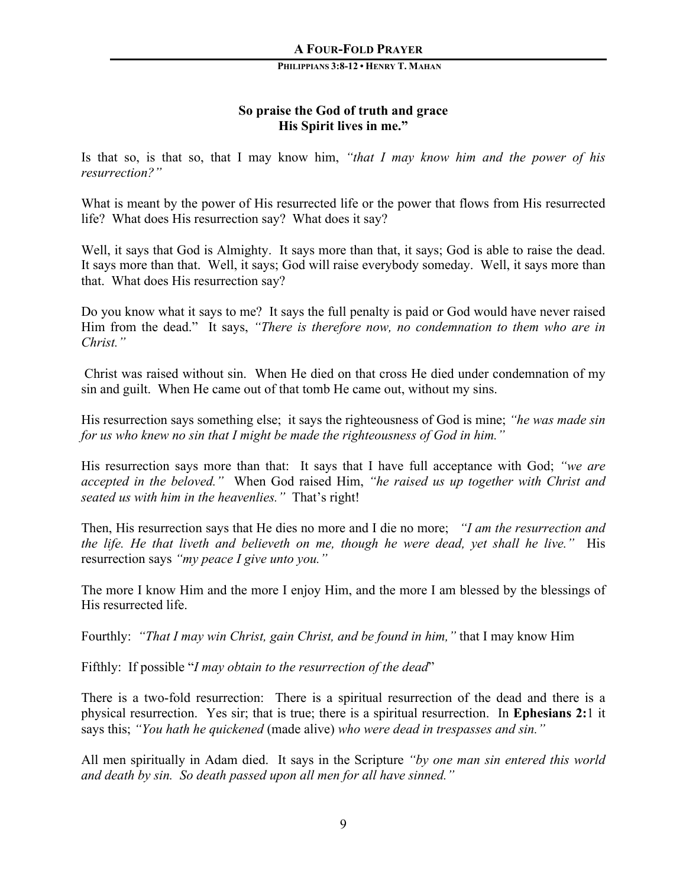**So praise the God of truth and grace**
**His Spirit lives in me."**

Is that so, is that so, that I may know him, *"that I may know him and the power of his resurrection?"*

What is meant by the power of His resurrected life or the power that flows from His resurrected life? What does His resurrection say? What does it say?

Well, it says that God is Almighty. It says more than that, it says; God is able to raise the dead. It says more than that. Well, it says; God will raise everybody someday. Well, it says more than that. What does His resurrection say?

Do you know what it says to me? It says the full penalty is paid or God would have never raised Him from the dead." It says, *"There is therefore now, no condemnation to them who are in Christ."*

Christ was raised without sin. When He died on that cross He died under condemnation of my sin and guilt. When He came out of that tomb He came out, without my sins.

His resurrection says something else; it says the righteousness of God is mine; *"he was made sin for us who knew no sin that I might be made the righteousness of God in him."*

His resurrection says more than that: It says that I have full acceptance with God; *"we are accepted in the beloved."* When God raised Him, *"he raised us up together with Christ and seated us with him in the heavenlies."* That's right!

Then, His resurrection says that He dies no more and I die no more; *"I am the resurrection and the life. He that liveth and believeth on me, though he were dead, yet shall he live."* His resurrection says *"my peace I give unto you."*

The more I know Him and the more I enjoy Him, and the more I am blessed by the blessings of His resurrected life.

Fourthly: *"That I may win Christ, gain Christ, and be found in him,"* that I may know Him

Fifthly: If possible "*I may obtain to the resurrection of the dead*"

There is a two-fold resurrection: There is a spiritual resurrection of the dead and there is a physical resurrection. Yes sir; that is true; there is a spiritual resurrection. In **Ephesians 2:**1 it says this; *"You hath he quickened* (made alive) *who were dead in trespasses and sin."*

All men spiritually in Adam died. It says in the Scripture *"by one man sin entered this world and death by sin. So death passed upon all men for all have sinned."*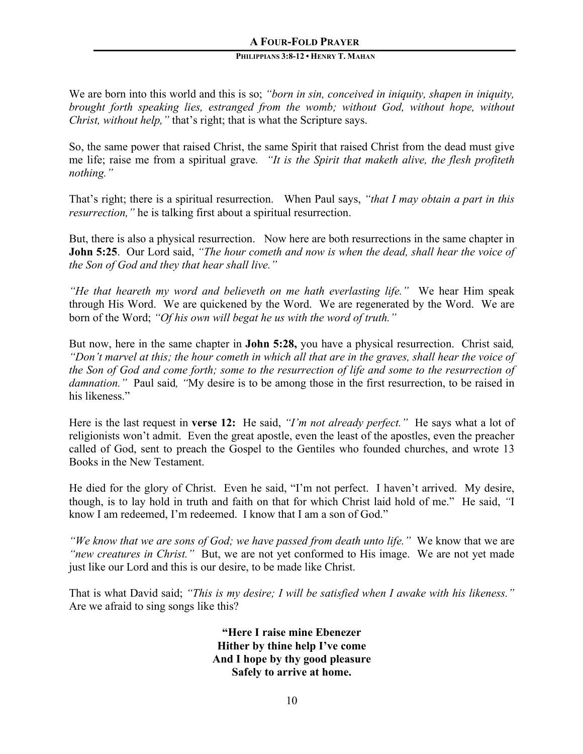We are born into this world and this is so; *"born in sin, conceived in iniquity, shapen in iniquity, brought forth speaking lies, estranged from the womb; without God, without hope, without Christ, without help,"* that's right; that is what the Scripture says.

So, the same power that raised Christ, the same Spirit that raised Christ from the dead must give me life; raise me from a spiritual grave. *"It is the Spirit that maketh alive, the flesh profiteth nothing."*

That's right; there is a spiritual resurrection. When Paul says, *"that I may obtain a part in this resurrection,"* he is talking first about a spiritual resurrection.

But, there is also a physical resurrection. Now here are both resurrections in the same chapter in **John 5:25**. Our Lord said, *"The hour cometh and now is when the dead, shall hear the voice of the Son of God and they that hear shall live."*

*"He that heareth my word and believeth on me hath everlasting life."* We hear Him speak through His Word. We are quickened by the Word. We are regenerated by the Word. We are born of the Word; *"Of his own will begat he us with the word of truth."*

But now, here in the same chapter in **John 5:28,** you have a physical resurrection. Christ said, *"Don't marvel at this; the hour cometh in which all that are in the graves, shall hear the voice of the Son of God and come forth; some to the resurrection of life and some to the resurrection of damnation."* Paul said, "My desire is to be among those in the first resurrection, to be raised in his likeness."

Here is the last request in **verse 12:** He said, *"I'm not already perfect."* He says what a lot of religionists won't admit. Even the great apostle, even the least of the apostles, even the preacher called of God, sent to preach the Gospel to the Gentiles who founded churches, and wrote 13 Books in the New Testament.

He died for the glory of Christ. Even he said, "I'm not perfect. I haven't arrived. My desire, though, is to lay hold in truth and faith on that for which Christ laid hold of me." He said, "I know I am redeemed, I'm redeemed. I know that I am a son of God."

*"We know that we are sons of God; we have passed from death unto life."* We know that we are *"new creatures in Christ."* But, we are not yet conformed to His image. We are not yet made just like our Lord and this is our desire, to be made like Christ.

That is what David said; *"This is my desire; I will be satisfied when I awake with his likeness."* Are we afraid to sing songs like this?

**"Here I raise mine Ebenezer**
**Hither by thine help I've come**
**And I hope by thy good pleasure**
**Safely to arrive at home.**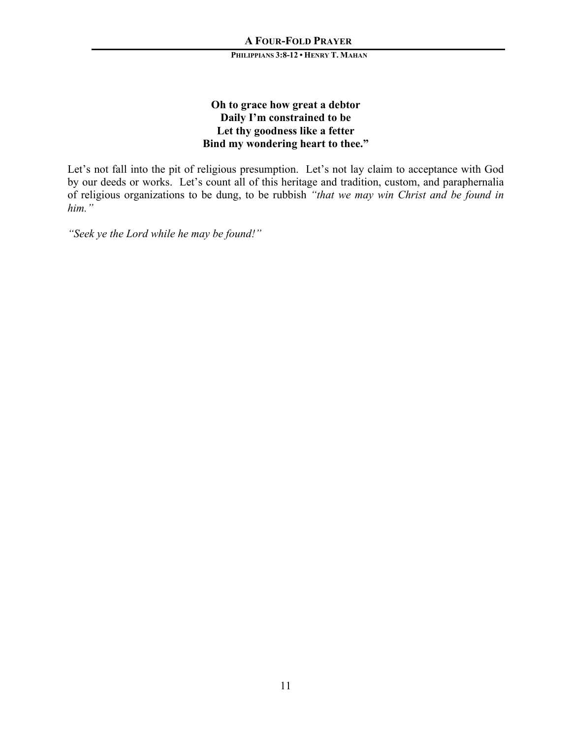**Oh to grace how great a debtor**
**Daily I'm constrained to be**
**Let thy goodness like a fetter**
**Bind my wondering heart to thee."**

Let's not fall into the pit of religious presumption. Let's not lay claim to acceptance with God by our deeds or works. Let's count all of this heritage and tradition, custom, and paraphernalia of religious organizations to be dung, to be rubbish *"that we may win Christ and be found in him."*

*"Seek ye the Lord while he may be found!"*